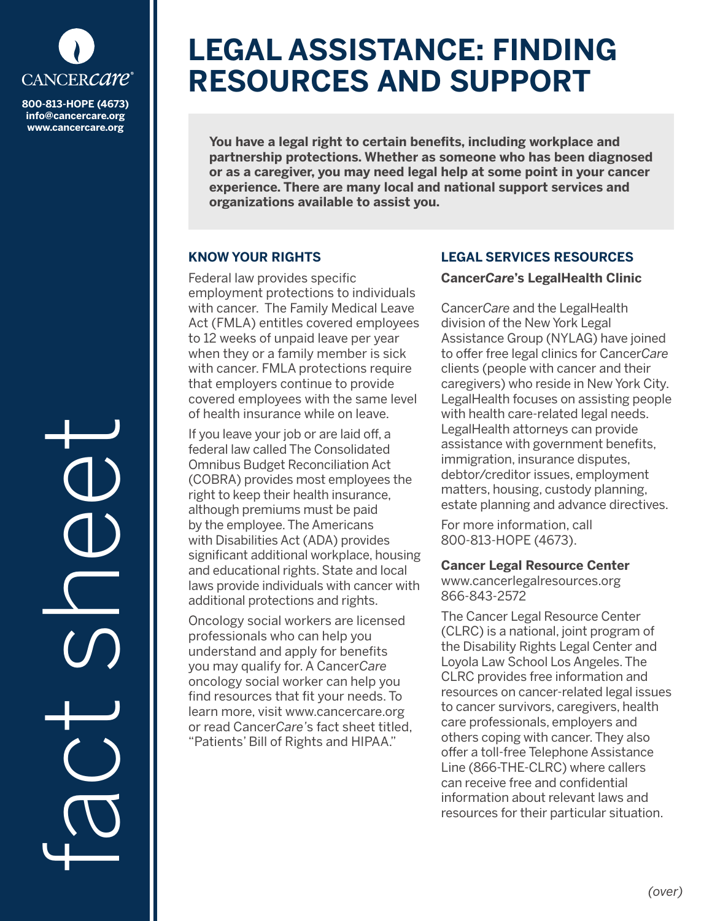# LEGAL ASSISTANCE: FINDING RESOURCES AND SUPPORT

**You have a legal right to certain benefits, including workplace and partnership protections. Whether as someone who has been diagnosed or as a caregiver, you may need legal help at some point in your cancer experience. There are many local and national support services and organizations available to assist you.**

## KNOW YOUR RIGHTS

Federal law provides specific employment protections to individuals with cancer. The Family Medical Leave Act (FMLA) entitles covered employees to 12 weeks of unpaid leave per year when they or a family member is sick with cancer. FMLA protections require that employers continue to provide covered employees with the same level of health insurance while on leave.

If you leave your job or are laid off, a federal law called The Consolidated Omnibus Budget Reconciliation Act (COBRA) provides most employees the right to keep their health insurance, although premiums must be paid by the employee. The Americans with Disabilities Act (ADA) provides significant additional workplace, housing and educational rights. State and local laws provide individuals with cancer with additional protections and rights.

Oncology social workers are licensed professionals who can help you understand and apply for benefits you may qualify for. A Cancer*Care* oncology social worker can help you find resources that fit your needs. To learn more, visit www.cancercare.org or read Cancer*Care*'s fact sheet titled, "Patients' Bill of Rights and HIPAA."

## LEGAL SERVICES RESOURCES

### Cancer*Care*'s LegalHealth Clinic

Cancer*Care* and the LegalHealth division of the New York Legal Assistance Group (NYLAG) have joined to offer free legal clinics for Cancer*Care* clients (people with cancer and their caregivers) who reside in New York City. LegalHealth focuses on assisting people with health care-related legal needs. LegalHealth attorneys can provide assistance with government benefits, immigration, insurance disputes, debtor/creditor issues, employment matters, housing, custody planning, estate planning and advance directives.

For more information, call 800-813-HOPE (4673).

### Cancer Legal Resource Center

www.cancerlegalresources.org
866-843-2572

The Cancer Legal Resource Center (CLRC) is a national, joint program of the Disability Rights Legal Center and Loyola Law School Los Angeles. The CLRC provides free information and resources on cancer-related legal issues to cancer survivors, caregivers, health care professionals, employers and others coping with cancer. They also offer a toll-free Telephone Assistance Line (866-THE-CLRC) where callers can receive free and confidential information about relevant laws and resources for their particular situation.

*(over)*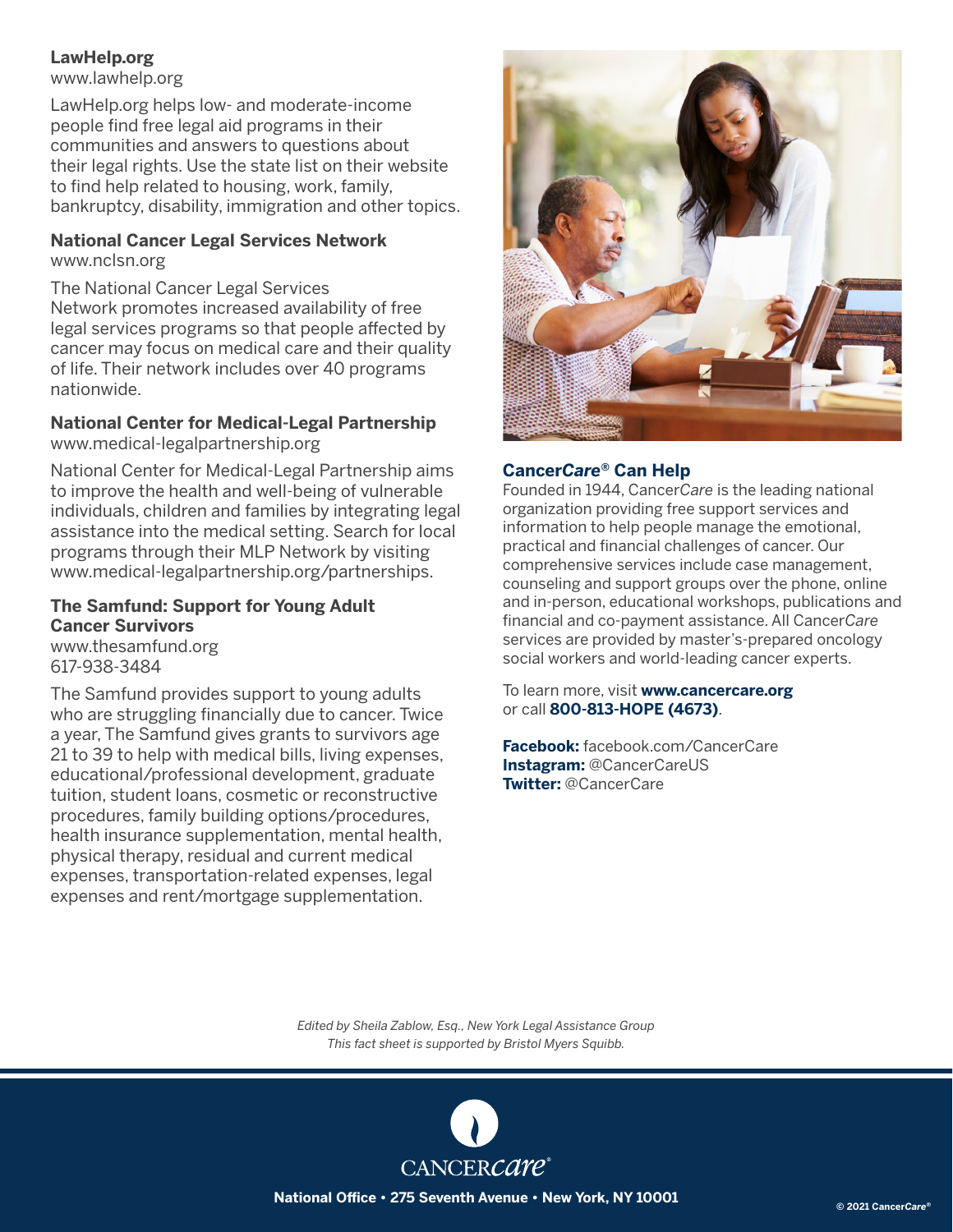### LawHelp.org

www.lawhelp.org

LawHelp.org helps low- and moderate-income people find free legal aid programs in their communities and answers to questions about their legal rights. Use the state list on their website to find help related to housing, work, family, bankruptcy, disability, immigration and other topics.

### National Cancer Legal Services Network

www.nclsn.org

The National Cancer Legal Services Network promotes increased availability of free legal services programs so that people affected by cancer may focus on medical care and their quality of life. Their network includes over 40 programs nationwide.

### National Center for Medical-Legal Partnership

www.medical-legalpartnership.org

National Center for Medical-Legal Partnership aims to improve the health and well-being of vulnerable individuals, children and families by integrating legal assistance into the medical setting. Search for local programs through their MLP Network by visiting www.medical-legalpartnership.org/partnerships.

### The Samfund: Support for Young Adult Cancer Survivors

www.thesamfund.org
617-938-3484

The Samfund provides support to young adults who are struggling financially due to cancer. Twice a year, The Samfund gives grants to survivors age 21 to 39 to help with medical bills, living expenses, educational/professional development, graduate tuition, student loans, cosmetic or reconstructive procedures, family building options/procedures, health insurance supplementation, mental health, physical therapy, residual and current medical expenses, transportation-related expenses, legal expenses and rent/mortgage supplementation.

### Cancer*Care*® Can Help

Founded in 1944, Cancer*Care* is the leading national organization providing free support services and information to help people manage the emotional, practical and financial challenges of cancer. Our comprehensive services include case management, counseling and support groups over the phone, online and in-person, educational workshops, publications and financial and co-payment assistance. All Cancer*Care* services are provided by master's-prepared oncology social workers and world-leading cancer experts.

To learn more, visit **www.cancercare.org** or call **800-813-HOPE (4673)**.

**Facebook:** facebook.com/CancerCare
**Instagram:** @CancerCareUS
**Twitter:** @CancerCare

*Edited by Sheila Zablow, Esq., New York Legal Assistance Group*
*This fact sheet is supported by Bristol Myers Squibb.*

CANCER*care*®

**National Office • 275 Seventh Avenue • New York, NY 10001**

**© 2021 CancerCare®**